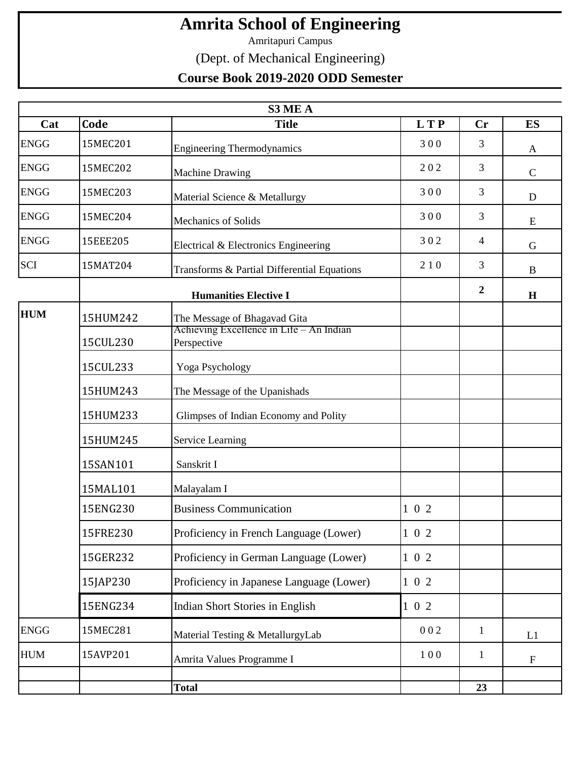# Amrita School of Engineering

Amritapuri Campus

(Dept. of Mechanical Engineering)

**Course Book 2019-2020 ODD Semester**

| **S3 ME A** | | | | | |
|---|---|---|---|---|---|
| **Cat** | **Code** | **Title** | **L T P** | **Cr** | **ES** |
| ENGG | 15MEC201 | Engineering Thermodynamics | 3 0 0 | 3 | A |
| ENGG | 15MEC202 | Machine Drawing | 2 0 2 | 3 | C |
| ENGG | 15MEC203 | Material Science & Metallurgy | 3 0 0 | 3 | D |
| ENGG | 15MEC204 | Mechanics of Solids | 3 0 0 | 3 | E |
| ENGG | 15EEE205 | Electrical & Electronics Engineering | 3 0 2 | 4 | G |
| SCI | 15MAT204 | Transforms & Partial Differential Equations | 2 1 0 | 3 | B |
| | | **Humanities Elective I** | | **2** | **H** |
| **HUM** | 15HUM242 | The Message of Bhagavad Gita | | | |
| | 15CUL230 | Achieving Excellence in Life – An Indian Perspective | | | |
| | 15CUL233 | Yoga Psychology | | | |
| | 15HUM243 | The Message of the Upanishads | | | |
| | 15HUM233 | Glimpses of Indian Economy and Polity | | | |
| | 15HUM245 | Service Learning | | | |
| | 15SAN101 | Sanskrit I | | | |
| | 15MAL101 | Malayalam I | | | |
| | 15ENG230 | Business Communication | 1 0 2 | | |
| | 15FRE230 | Proficiency in French Language (Lower) | 1 0 2 | | |
| | 15GER232 | Proficiency in German Language (Lower) | 1 0 2 | | |
| | 15JAP230 | Proficiency in Japanese Language (Lower) | 1 0 2 | | |
| | 15ENG234 | Indian Short Stories in English | 1 0 2 | | |
| ENGG | 15MEC281 | Material Testing & MetallurgyLab | 0 0 2 | 1 | L1 |
| HUM | 15AVP201 | Amrita Values Programme I | 1 0 0 | 1 | F |
| | | | | | |
| | | **Total** | | **23** | |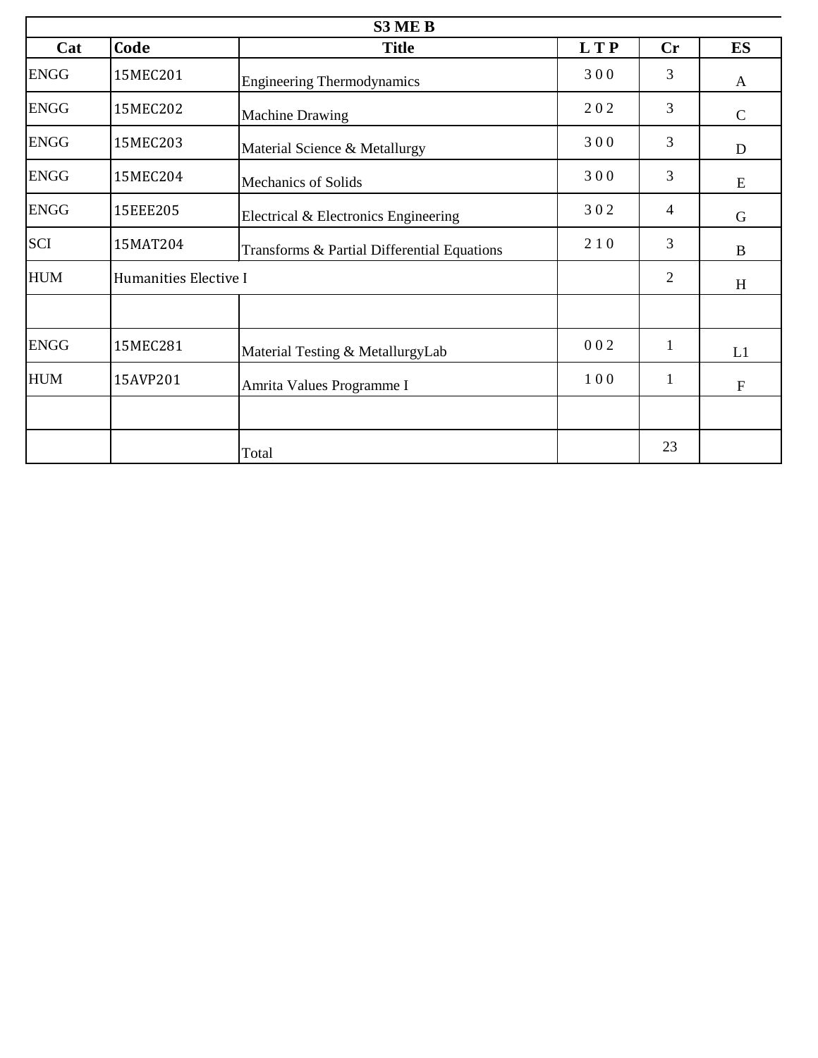| S3 ME B | | | | | |
|---|---|---|---|---|---|
| **Cat** | **Code** | **Title** | **L T P** | **Cr** | **ES** |
| ENGG | 15MEC201 | Engineering Thermodynamics | 3 0 0 | 3 | A |
| ENGG | 15MEC202 | Machine Drawing | 2 0 2 | 3 | C |
| ENGG | 15MEC203 | Material Science & Metallurgy | 3 0 0 | 3 | D |
| ENGG | 15MEC204 | Mechanics of Solids | 3 0 0 | 3 | E |
| ENGG | 15EEE205 | Electrical & Electronics Engineering | 3 0 2 | 4 | G |
| SCI | 15MAT204 | Transforms & Partial Differential Equations | 2 1 0 | 3 | B |
| HUM | Humanities Elective I | | | 2 | H |
| | | | | | |
| ENGG | 15MEC281 | Material Testing & MetallurgyLab | 0 0 2 | 1 | L1 |
| HUM | 15AVP201 | Amrita Values Programme I | 1 0 0 | 1 | F |
| | | | | | |
| | | Total | | 23 | |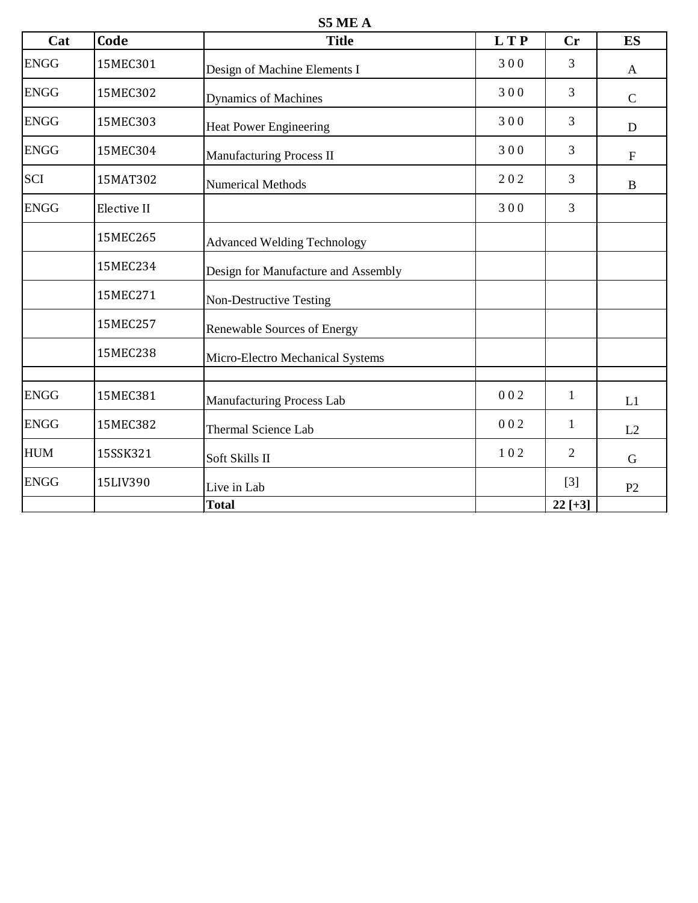**S5 ME A**

| Cat | Code | Title | L T P | Cr | ES |
|---|---|---|---|---|---|
| ENGG | 15MEC301 | Design of Machine Elements I | 3 0 0 | 3 | A |
| ENGG | 15MEC302 | Dynamics of Machines | 3 0 0 | 3 | C |
| ENGG | 15MEC303 | Heat Power Engineering | 3 0 0 | 3 | D |
| ENGG | 15MEC304 | Manufacturing Process II | 3 0 0 | 3 | F |
| SCI | 15MAT302 | Numerical Methods | 2 0 2 | 3 | B |
| ENGG | Elective II | | 3 0 0 | 3 | |
| | 15MEC265 | Advanced Welding Technology | | | |
| | 15MEC234 | Design for Manufacture and Assembly | | | |
| | 15MEC271 | Non-Destructive Testing | | | |
| | 15MEC257 | Renewable Sources of Energy | | | |
| | 15MEC238 | Micro-Electro Mechanical Systems | | | |
| | | | | | |
| ENGG | 15MEC381 | Manufacturing Process Lab | 0 0 2 | 1 | L1 |
| ENGG | 15MEC382 | Thermal Science Lab | 0 0 2 | 1 | L2 |
| HUM | 15SSK321 | Soft Skills II | 1 0 2 | 2 | G |
| ENGG | 15LIV390 | Live in Lab | | [3] | P2 |
| | | **Total** | | **22 [+3]** | |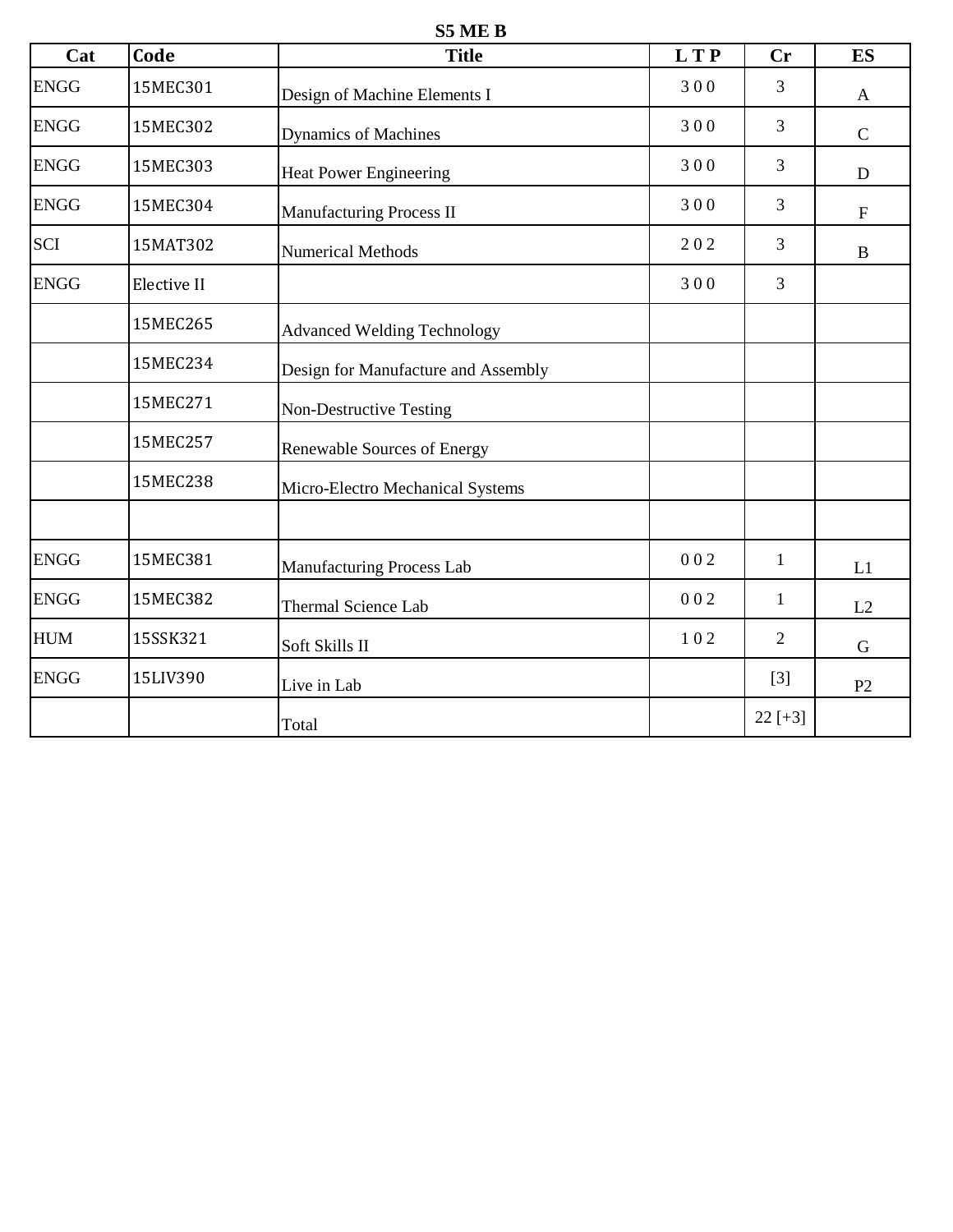**S5 ME B**

| Cat | Code | Title | L T P | Cr | ES |
|---|---|---|---|---|---|
| ENGG | 15MEC301 | Design of Machine Elements I | 3 0 0 | 3 | A |
| ENGG | 15MEC302 | Dynamics of Machines | 3 0 0 | 3 | C |
| ENGG | 15MEC303 | Heat Power Engineering | 3 0 0 | 3 | D |
| ENGG | 15MEC304 | Manufacturing Process II | 3 0 0 | 3 | F |
| SCI | 15MAT302 | Numerical Methods | 2 0 2 | 3 | B |
| ENGG | Elective II | | 3 0 0 | 3 | |
| | 15MEC265 | Advanced Welding Technology | | | |
| | 15MEC234 | Design for Manufacture and Assembly | | | |
| | 15MEC271 | Non-Destructive Testing | | | |
| | 15MEC257 | Renewable Sources of Energy | | | |
| | 15MEC238 | Micro-Electro Mechanical Systems | | | |
| | | | | | |
| ENGG | 15MEC381 | Manufacturing Process Lab | 0 0 2 | 1 | L1 |
| ENGG | 15MEC382 | Thermal Science Lab | 0 0 2 | 1 | L2 |
| HUM | 15SSK321 | Soft Skills II | 1 0 2 | 2 | G |
| ENGG | 15LIV390 | Live in Lab | | [3] | P2 |
| | | Total | | 22 [+3] | |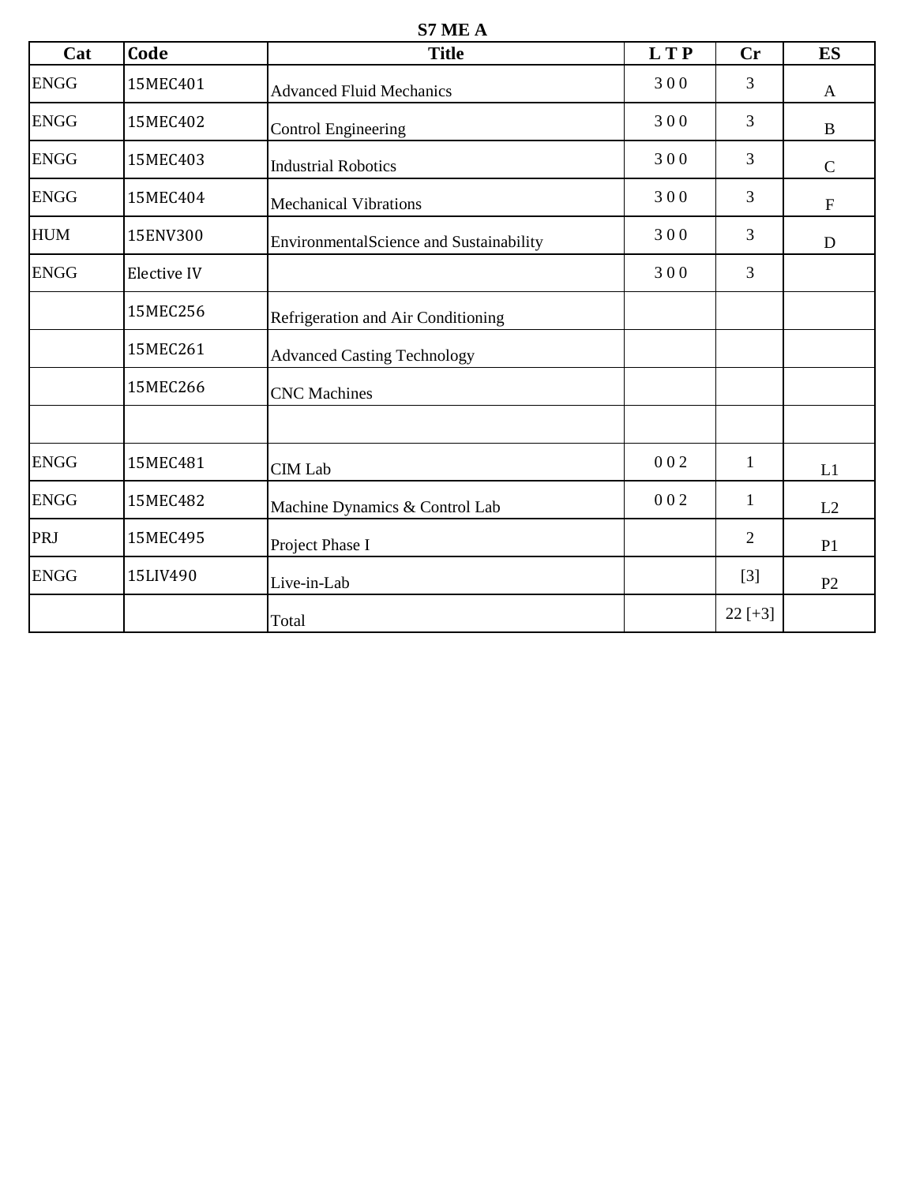**S7 ME A**

| Cat | Code | Title | L T P | Cr | ES |
|---|---|---|---|---|---|
| ENGG | 15MEC401 | Advanced Fluid Mechanics | 3 0 0 | 3 | A |
| ENGG | 15MEC402 | Control Engineering | 3 0 0 | 3 | B |
| ENGG | 15MEC403 | Industrial Robotics | 3 0 0 | 3 | C |
| ENGG | 15MEC404 | Mechanical Vibrations | 3 0 0 | 3 | F |
| HUM | 15ENV300 | EnvironmentalScience and Sustainability | 3 0 0 | 3 | D |
| ENGG | Elective IV | | 3 0 0 | 3 | |
| | 15MEC256 | Refrigeration and Air Conditioning | | | |
| | 15MEC261 | Advanced Casting Technology | | | |
| | 15MEC266 | CNC Machines | | | |
| | | | | | |
| ENGG | 15MEC481 | CIM Lab | 0 0 2 | 1 | L1 |
| ENGG | 15MEC482 | Machine Dynamics & Control Lab | 0 0 2 | 1 | L2 |
| PRJ | 15MEC495 | Project Phase I | | 2 | P1 |
| ENGG | 15LIV490 | Live-in-Lab | | [3] | P2 |
| | | Total | | 22 [+3] | |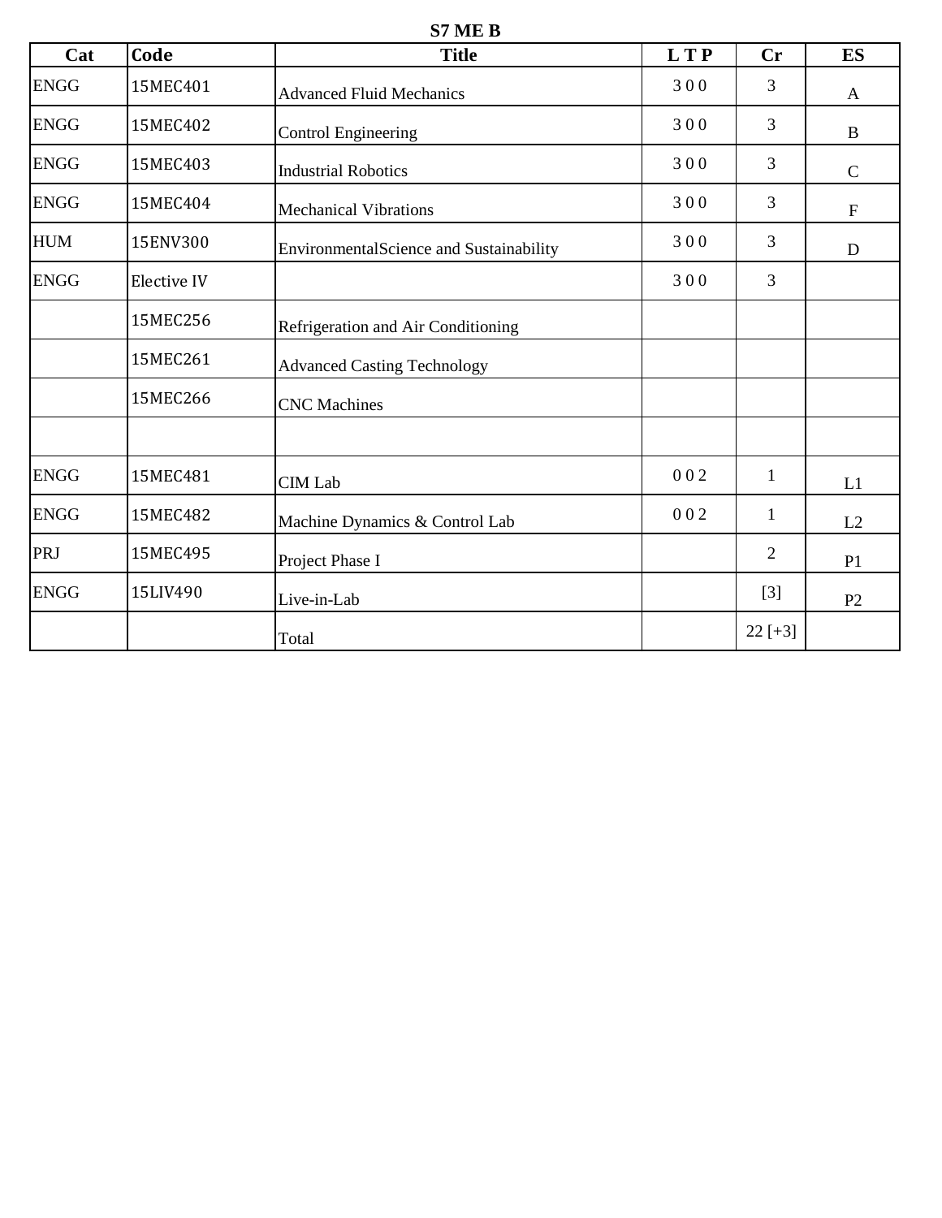**S7 ME B**

| Cat | Code | Title | L T P | Cr | ES |
|---|---|---|---|---|---|
| ENGG | 15MEC401 | Advanced Fluid Mechanics | 3 0 0 | 3 | A |
| ENGG | 15MEC402 | Control Engineering | 3 0 0 | 3 | B |
| ENGG | 15MEC403 | Industrial Robotics | 3 0 0 | 3 | C |
| ENGG | 15MEC404 | Mechanical Vibrations | 3 0 0 | 3 | F |
| HUM | 15ENV300 | EnvironmentalScience and Sustainability | 3 0 0 | 3 | D |
| ENGG | Elective IV | | 3 0 0 | 3 | |
| | 15MEC256 | Refrigeration and Air Conditioning | | | |
| | 15MEC261 | Advanced Casting Technology | | | |
| | 15MEC266 | CNC Machines | | | |
| | | | | | |
| ENGG | 15MEC481 | CIM Lab | 0 0 2 | 1 | L1 |
| ENGG | 15MEC482 | Machine Dynamics & Control Lab | 0 0 2 | 1 | L2 |
| PRJ | 15MEC495 | Project Phase I | | 2 | P1 |
| ENGG | 15LIV490 | Live-in-Lab | | [3] | P2 |
| | | Total | | 22 [+3] | |